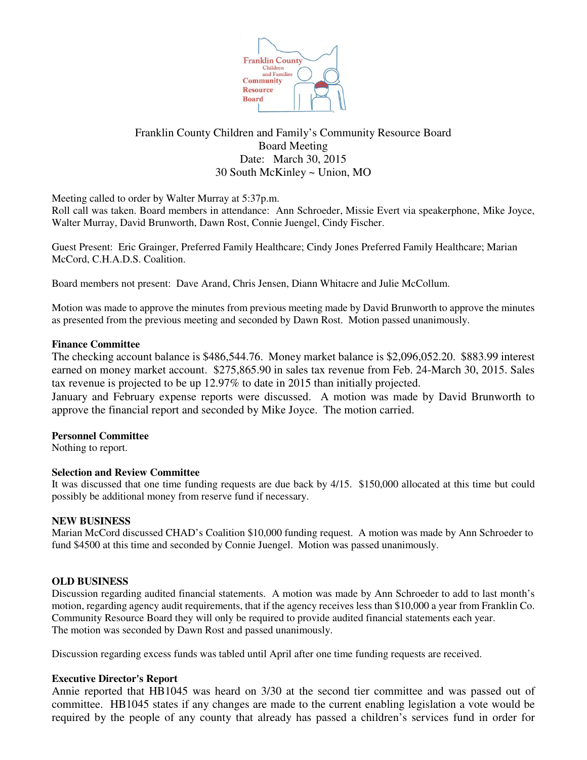Franklin County Children and Family's Community Resource Board
Board Meeting
Date: March 30, 2015
30 South McKinley ~ Union, MO

Meeting called to order by Walter Murray at 5:37p.m.
Roll call was taken. Board members in attendance: Ann Schroeder, Missie Evert via speakerphone, Mike Joyce, Walter Murray, David Brunworth, Dawn Rost, Connie Juengel, Cindy Fischer.

Guest Present: Eric Grainger, Preferred Family Healthcare; Cindy Jones Preferred Family Healthcare; Marian McCord, C.H.A.D.S. Coalition.

Board members not present: Dave Arand, Chris Jensen, Diann Whitacre and Julie McCollum.

Motion was made to approve the minutes from previous meeting made by David Brunworth to approve the minutes as presented from the previous meeting and seconded by Dawn Rost. Motion passed unanimously.

**Finance Committee**
The checking account balance is $486,544.76. Money market balance is $2,096,052.20. $883.99 interest earned on money market account. $275,865.90 in sales tax revenue from Feb. 24-March 30, 2015. Sales tax revenue is projected to be up 12.97% to date in 2015 than initially projected.
January and February expense reports were discussed. A motion was made by David Brunworth to approve the financial report and seconded by Mike Joyce. The motion carried.

**Personnel Committee**
Nothing to report.

**Selection and Review Committee**
It was discussed that one time funding requests are due back by 4/15. $150,000 allocated at this time but could possibly be additional money from reserve fund if necessary.

**NEW BUSINESS**
Marian McCord discussed CHAD's Coalition $10,000 funding request. A motion was made by Ann Schroeder to fund $4500 at this time and seconded by Connie Juengel. Motion was passed unanimously.

**OLD BUSINESS**
Discussion regarding audited financial statements. A motion was made by Ann Schroeder to add to last month's motion, regarding agency audit requirements, that if the agency receives less than $10,000 a year from Franklin Co. Community Resource Board they will only be required to provide audited financial statements each year.
The motion was seconded by Dawn Rost and passed unanimously.

Discussion regarding excess funds was tabled until April after one time funding requests are received.

**Executive Director's Report**
Annie reported that HB1045 was heard on 3/30 at the second tier committee and was passed out of committee. HB1045 states if any changes are made to the current enabling legislation a vote would be required by the people of any county that already has passed a children's services fund in order for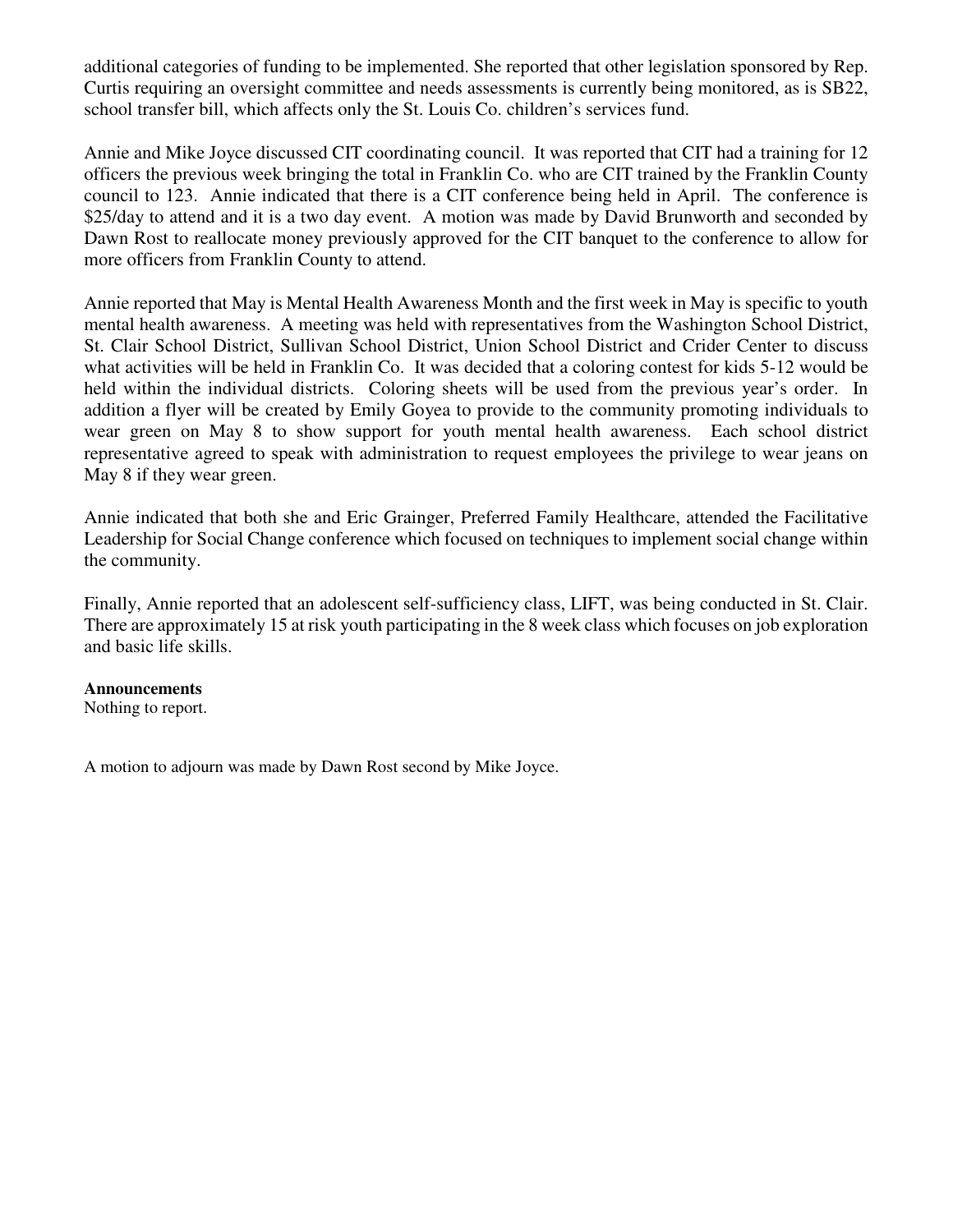additional categories of funding to be implemented. She reported that other legislation sponsored by Rep. Curtis requiring an oversight committee and needs assessments is currently being monitored, as is SB22, school transfer bill, which affects only the St. Louis Co. children's services fund.

Annie and Mike Joyce discussed CIT coordinating council. It was reported that CIT had a training for 12 officers the previous week bringing the total in Franklin Co. who are CIT trained by the Franklin County council to 123. Annie indicated that there is a CIT conference being held in April. The conference is $25/day to attend and it is a two day event. A motion was made by David Brunworth and seconded by Dawn Rost to reallocate money previously approved for the CIT banquet to the conference to allow for more officers from Franklin County to attend.

Annie reported that May is Mental Health Awareness Month and the first week in May is specific to youth mental health awareness. A meeting was held with representatives from the Washington School District, St. Clair School District, Sullivan School District, Union School District and Crider Center to discuss what activities will be held in Franklin Co. It was decided that a coloring contest for kids 5-12 would be held within the individual districts. Coloring sheets will be used from the previous year's order. In addition a flyer will be created by Emily Goyea to provide to the community promoting individuals to wear green on May 8 to show support for youth mental health awareness. Each school district representative agreed to speak with administration to request employees the privilege to wear jeans on May 8 if they wear green.

Annie indicated that both she and Eric Grainger, Preferred Family Healthcare, attended the Facilitative Leadership for Social Change conference which focused on techniques to implement social change within the community.

Finally, Annie reported that an adolescent self-sufficiency class, LIFT, was being conducted in St. Clair. There are approximately 15 at risk youth participating in the 8 week class which focuses on job exploration and basic life skills.

**Announcements**
Nothing to report.

A motion to adjourn was made by Dawn Rost second by Mike Joyce.